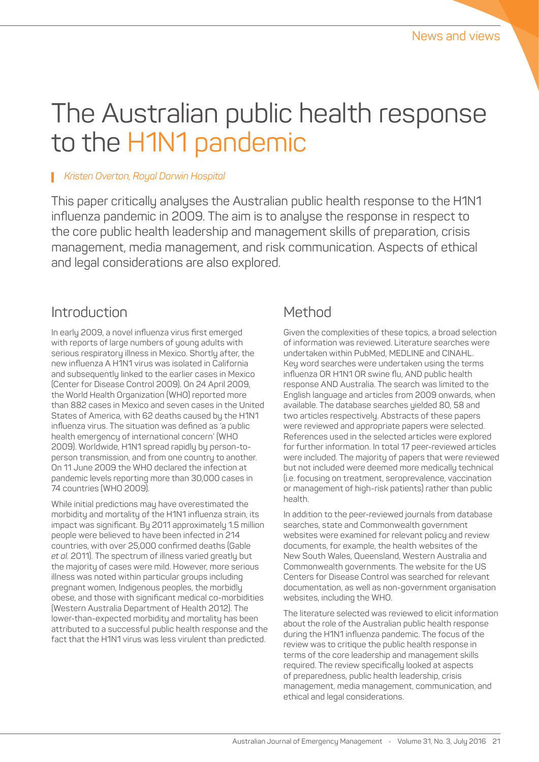# The Australian public health response to the H1N1 pandemic

*Kristen Overton, Royal Darwin Hospital*

This paper critically analyses the Australian public health response to the H1N1 influenza pandemic in 2009. The aim is to analyse the response in respect to the core public health leadership and management skills of preparation, crisis management, media management, and risk communication. Aspects of ethical and legal considerations are also explored.

## Introduction

In early 2009, a novel influenza virus first emerged with reports of large numbers of young adults with serious respiratory illness in Mexico. Shortly after, the new influenza A H1N1 virus was isolated in California and subsequently linked to the earlier cases in Mexico (Center for Disease Control 2009). On 24 April 2009, the World Health Organization (WHO) reported more than 882 cases in Mexico and seven cases in the United States of America, with 62 deaths caused by the H1N1 influenza virus. The situation was defined as 'a public health emergency of international concern' (WHO 2009). Worldwide, H1N1 spread rapidly by person-to-person transmission, and from one country to another. On 11 June 2009 the WHO declared the infection at pandemic levels reporting more than 30,000 cases in 74 countries (WHO 2009).

While initial predictions may have overestimated the morbidity and mortality of the H1N1 influenza strain, its impact was significant. By 2011 approximately 1.5 million people were believed to have been infected in 214 countries, with over 25,000 confirmed deaths (Gable *et al.* 2011). The spectrum of illness varied greatly but the majority of cases were mild. However, more serious illness was noted within particular groups including pregnant women, Indigenous peoples, the morbidly obese, and those with significant medical co-morbidities (Western Australia Department of Health 2012). The lower-than-expected morbidity and mortality has been attributed to a successful public health response and the fact that the H1N1 virus was less virulent than predicted.

## Method

Given the complexities of these topics, a broad selection of information was reviewed. Literature searches were undertaken within PubMed, MEDLINE and CINAHL. Key word searches were undertaken using the terms influenza OR H1N1 OR swine flu, AND public health response AND Australia. The search was limited to the English language and articles from 2009 onwards, when available. The database searches yielded 80, 58 and two articles respectively. Abstracts of these papers were reviewed and appropriate papers were selected. References used in the selected articles were explored for further information. In total 17 peer-reviewed articles were included. The majority of papers that were reviewed but not included were deemed more medically technical (i.e. focusing on treatment, seroprevalence, vaccination or management of high-risk patients) rather than public health.

In addition to the peer-reviewed journals from database searches, state and Commonwealth government websites were examined for relevant policy and review documents, for example, the health websites of the New South Wales, Queensland, Western Australia and Commonwealth governments. The website for the US Centers for Disease Control was searched for relevant documentation, as well as non-government organisation websites, including the WHO.

The literature selected was reviewed to elicit information about the role of the Australian public health response during the H1N1 influenza pandemic. The focus of the review was to critique the public health response in terms of the core leadership and management skills required. The review specifically looked at aspects of preparedness, public health leadership, crisis management, media management, communication, and ethical and legal considerations.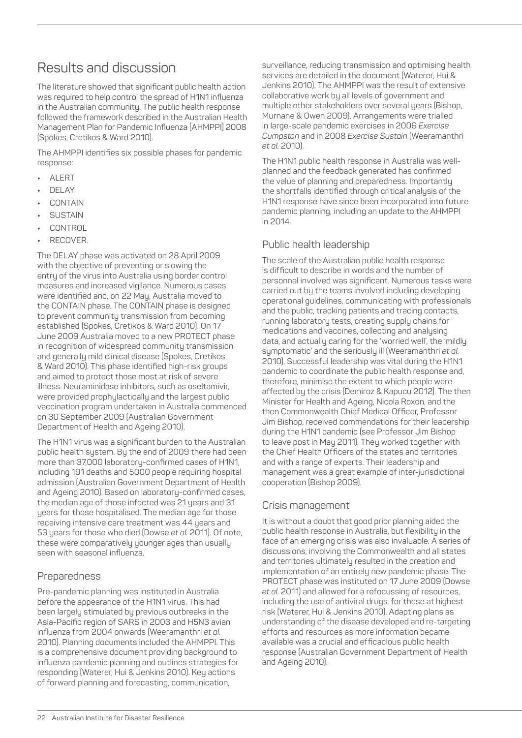## Results and discussion

The literature showed that significant public health action was required to help control the spread of H1N1 influenza in the Australian community. The public health response followed the framework described in the Australian Health Management Plan for Pandemic Influenza (AHMPPI) 2008 (Spokes, Cretikos & Ward 2010).

The AHMPPI identifies six possible phases for pandemic response:

- ALERT
- DELAY
- CONTAIN
- SUSTAIN
- CONTROL
- RECOVER.

The DELAY phase was activated on 28 April 2009 with the objective of preventing or slowing the entry of the virus into Australia using border control measures and increased vigilance. Numerous cases were identified and, on 22 May, Australia moved to the CONTAIN phase. The CONTAIN phase is designed to prevent community transmission from becoming established (Spokes, Cretikos & Ward 2010). On 17 June 2009 Australia moved to a new PROTECT phase in recognition of widespread community transmission and generally mild clinical disease (Spokes, Cretikos & Ward 2010). This phase identified high-risk groups and aimed to protect those most at risk of severe illness. Neuraminidase inhibitors, such as oseltamivir, were provided prophylactically and the largest public vaccination program undertaken in Australia commenced on 30 September 2009 (Australian Government Department of Health and Ageing 2010).

The H1N1 virus was a significant burden to the Australian public health system. By the end of 2009 there had been more than 37,000 laboratory-confirmed cases of H1N1, including 191 deaths and 5000 people requiring hospital admission (Australian Government Department of Health and Ageing 2010). Based on laboratory-confirmed cases, the median age of those infected was 21 years and 31 years for those hospitalised. The median age for those receiving intensive care treatment was 44 years and 53 years for those who died (Dowse *et al.* 2011). Of note, these were comparatively younger ages than usually seen with seasonal influenza.

### Preparedness

Pre-pandemic planning was instituted in Australia before the appearance of the H1N1 virus. This had been largely stimulated by previous outbreaks in the Asia-Pacific region of SARS in 2003 and H5N3 avian influenza from 2004 onwards (Weeramanthri *et al.* 2010). Planning documents included the AHMPPI. This is a comprehensive document providing background to influenza pandemic planning and outlines strategies for responding (Waterer, Hui & Jenkins 2010). Key actions of forward planning and forecasting, communication, surveillance, reducing transmission and optimising health services are detailed in the document (Waterer, Hui & Jenkins 2010). The AHMPPI was the result of extensive collaborative work by all levels of government and multiple other stakeholders over several years (Bishop, Murnane & Owen 2009). Arrangements were trialled in large-scale pandemic exercises in 2006 *Exercise Cumpston* and in 2008 *Exercise Sustain* (Weeramanthri *et al.* 2010).

The H1N1 public health response in Australia was well-planned and the feedback generated has confirmed the value of planning and preparedness. Importantly the shortfalls identified through critical analysis of the H1N1 response have since been incorporated into future pandemic planning, including an update to the AHMPPI in 2014.

### Public health leadership

The scale of the Australian public health response is difficult to describe in words and the number of personnel involved was significant. Numerous tasks were carried out by the teams involved including developing operational guidelines, communicating with professionals and the public, tracking patients and tracing contacts, running laboratory tests, creating supply chains for medications and vaccines, collecting and analysing data, and actually caring for the 'worried well', the 'mildly symptomatic' and the seriously ill (Weeramanthri *et al.* 2010). Successful leadership was vital during the H1N1 pandemic to coordinate the public health response and, therefore, minimise the extent to which people were affected by the crisis (Demiroz & Kapucu 2012). The then Minister for Health and Ageing, Nicola Roxon, and the then Commonwealth Chief Medical Officer, Professor Jim Bishop, received commendations for their leadership during the H1N1 pandemic (see Professor Jim Bishop to leave post in May 2011). They worked together with the Chief Health Officers of the states and territories and with a range of experts. Their leadership and management was a great example of inter-jurisdictional cooperation (Bishop 2009).

### Crisis management

It is without a doubt that good prior planning aided the public health response in Australia, but flexibility in the face of an emerging crisis was also invaluable. A series of discussions, involving the Commonwealth and all states and territories ultimately resulted in the creation and implementation of an entirely new pandemic phase. The PROTECT phase was instituted on 17 June 2009 (Dowse *et al.* 2011) and allowed for a refocussing of resources, including the use of antiviral drugs, for those at highest risk (Waterer, Hui & Jenkins 2010). Adapting plans as understanding of the disease developed and re-targeting efforts and resources as more information became available was a crucial and efficacious public health response (Australian Government Department of Health and Ageing 2010).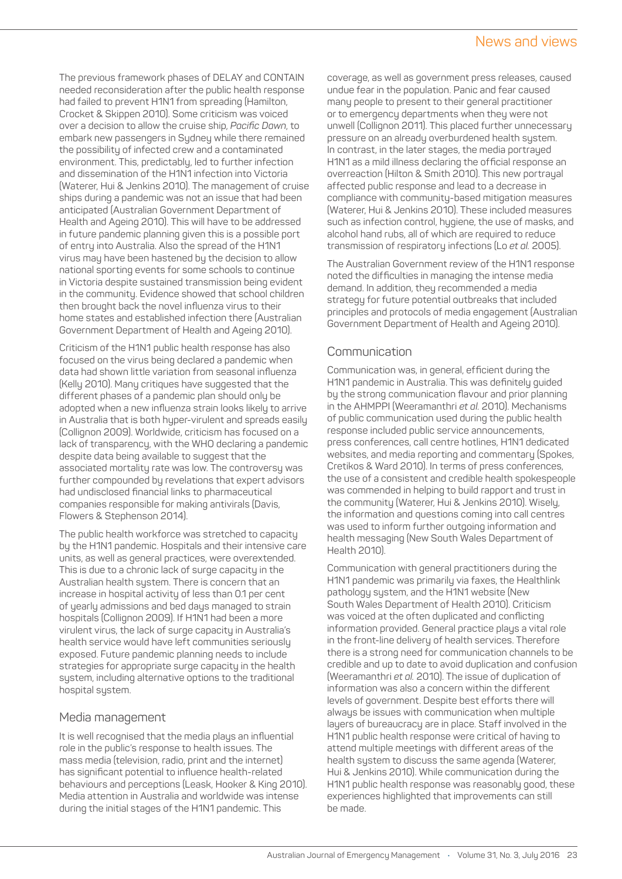The previous framework phases of DELAY and CONTAIN needed reconsideration after the public health response had failed to prevent H1N1 from spreading (Hamilton, Crocket & Skippen 2010). Some criticism was voiced over a decision to allow the cruise ship, *Pacific Dawn*, to embark new passengers in Sydney while there remained the possibility of infected crew and a contaminated environment. This, predictably, led to further infection and dissemination of the H1N1 infection into Victoria (Waterer, Hui & Jenkins 2010). The management of cruise ships during a pandemic was not an issue that had been anticipated (Australian Government Department of Health and Ageing 2010). This will have to be addressed in future pandemic planning given this is a possible port of entry into Australia. Also the spread of the H1N1 virus may have been hastened by the decision to allow national sporting events for some schools to continue in Victoria despite sustained transmission being evident in the community. Evidence showed that school children then brought back the novel influenza virus to their home states and established infection there (Australian Government Department of Health and Ageing 2010).

Criticism of the H1N1 public health response has also focused on the virus being declared a pandemic when data had shown little variation from seasonal influenza (Kelly 2010). Many critiques have suggested that the different phases of a pandemic plan should only be adopted when a new influenza strain looks likely to arrive in Australia that is both hyper-virulent and spreads easily (Collignon 2009). Worldwide, criticism has focused on a lack of transparency, with the WHO declaring a pandemic despite data being available to suggest that the associated mortality rate was low. The controversy was further compounded by revelations that expert advisors had undisclosed financial links to pharmaceutical companies responsible for making antivirals (Davis, Flowers & Stephenson 2014).

The public health workforce was stretched to capacity by the H1N1 pandemic. Hospitals and their intensive care units, as well as general practices, were overextended. This is due to a chronic lack of surge capacity in the Australian health system. There is concern that an increase in hospital activity of less than 0.1 per cent of yearly admissions and bed days managed to strain hospitals (Collignon 2009). If H1N1 had been a more virulent virus, the lack of surge capacity in Australia's health service would have left communities seriously exposed. Future pandemic planning needs to include strategies for appropriate surge capacity in the health system, including alternative options to the traditional hospital system.

## Media management

It is well recognised that the media plays an influential role in the public's response to health issues. The mass media (television, radio, print and the internet) has significant potential to influence health-related behaviours and perceptions (Leask, Hooker & King 2010). Media attention in Australia and worldwide was intense during the initial stages of the H1N1 pandemic. This coverage, as well as government press releases, caused undue fear in the population. Panic and fear caused many people to present to their general practitioner or to emergency departments when they were not unwell (Collignon 2011). This placed further unnecessary pressure on an already overburdened health system. In contrast, in the later stages, the media portrayed H1N1 as a mild illness declaring the official response an overreaction (Hilton & Smith 2010). This new portrayal affected public response and lead to a decrease in compliance with community-based mitigation measures (Waterer, Hui & Jenkins 2010). These included measures such as infection control, hygiene, the use of masks, and alcohol hand rubs, all of which are required to reduce transmission of respiratory infections (Lo *et al.* 2005).

The Australian Government review of the H1N1 response noted the difficulties in managing the intense media demand. In addition, they recommended a media strategy for future potential outbreaks that included principles and protocols of media engagement (Australian Government Department of Health and Ageing 2010).

## Communication

Communication was, in general, efficient during the H1N1 pandemic in Australia. This was definitely guided by the strong communication flavour and prior planning in the AHMPPI (Weeramanthri *et al.* 2010). Mechanisms of public communication used during the public health response included public service announcements, press conferences, call centre hotlines, H1N1 dedicated websites, and media reporting and commentary (Spokes, Cretikos & Ward 2010). In terms of press conferences, the use of a consistent and credible health spokespeople was commended in helping to build rapport and trust in the community (Waterer, Hui & Jenkins 2010). Wisely, the information and questions coming into call centres was used to inform further outgoing information and health messaging (New South Wales Department of Health 2010).

Communication with general practitioners during the H1N1 pandemic was primarily via faxes, the Healthlink pathology system, and the H1N1 website (New South Wales Department of Health 2010). Criticism was voiced at the often duplicated and conflicting information provided. General practice plays a vital role in the front-line delivery of health services. Therefore there is a strong need for communication channels to be credible and up to date to avoid duplication and confusion (Weeramanthri *et al.* 2010). The issue of duplication of information was also a concern within the different levels of government. Despite best efforts there will always be issues with communication when multiple layers of bureaucracy are in place. Staff involved in the H1N1 public health response were critical of having to attend multiple meetings with different areas of the health system to discuss the same agenda (Waterer, Hui & Jenkins 2010). While communication during the H1N1 public health response was reasonably good, these experiences highlighted that improvements can still be made.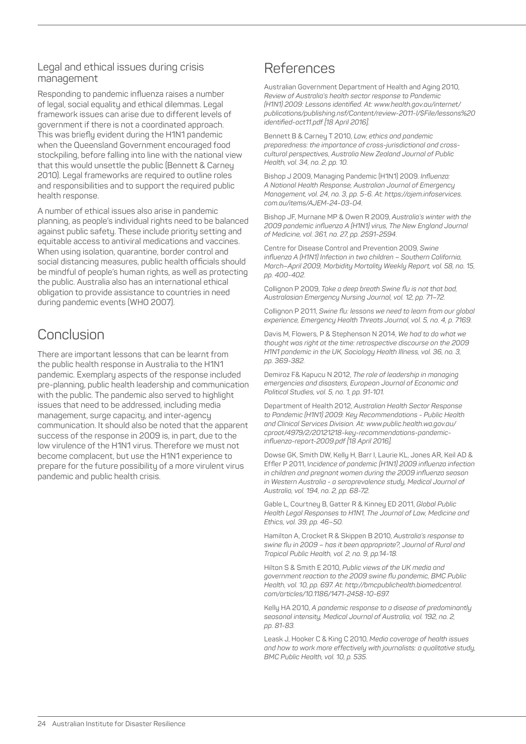### Legal and ethical issues during crisis management

Responding to pandemic influenza raises a number of legal, social equality and ethical dilemmas. Legal framework issues can arise due to different levels of government if there is not a coordinated approach. This was briefly evident during the H1N1 pandemic when the Queensland Government encouraged food stockpiling, before falling into line with the national view that this would unsettle the public (Bennett & Carney 2010). Legal frameworks are required to outline roles and responsibilities and to support the required public health response.

A number of ethical issues also arise in pandemic planning, as people's individual rights need to be balanced against public safety. These include priority setting and equitable access to antiviral medications and vaccines. When using isolation, quarantine, border control and social distancing measures, public health officials should be mindful of people's human rights, as well as protecting the public. Australia also has an international ethical obligation to provide assistance to countries in need during pandemic events (WHO 2007).

## Conclusion

There are important lessons that can be learnt from the public health response in Australia to the H1N1 pandemic. Exemplary aspects of the response included pre-planning, public health leadership and communication with the public. The pandemic also served to highlight issues that need to be addressed, including media management, surge capacity, and inter-agency communication. It should also be noted that the apparent success of the response in 2009 is, in part, due to the low virulence of the H1N1 virus. Therefore we must not become complacent, but use the H1N1 experience to prepare for the future possibility of a more virulent virus pandemic and public health crisis.

## References

Australian Government Department of Health and Aging 2010, *Review of Australia's health sector response to Pandemic (H1N1) 2009: Lessons identified. At: www.health.gov.au/internet/publications/publishing.nsf/Content/review-2011-l/$File/lessons%20identified-oct11.pdf [18 April 2016].*

Bennett B & Carney T 2010, *Law, ethics and pandemic preparedness: the importance of cross-jurisdictional and cross-cultural perspectives, Australia New Zealand Journal of Public Health, vol. 34, no. 2, pp. 10.*

Bishop J 2009, Managing Pandemic (H1N1) 2009. *Influenza: A National Health Response, Australian Journal of Emergency Management, vol. 24, no. 3, pp. 5-6. At: https://ajem.infoservices.com.au/items/AJEM-24-03-04.*

Bishop JF, Murnane MP & Owen R 2009, *Australia's winter with the 2009 pandemic influenza A (H1N1) virus, The New England Journal of Medicine, vol. 361, no. 27, pp. 2591-2594.*

Centre for Disease Control and Prevention 2009, *Swine influenza A (H1N1) Infection in two children – Southern California, March–April 2009, Morbidity Mortality Weekly Report, vol. 58, no. 15, pp. 400-402.*

Collignon P 2009, *Take a deep breath Swine flu is not that bad, Australasian Emergency Nursing Journal, vol. 12, pp. 71–72.*

Collignon P 2011, *Swine flu: lessons we need to learn from our global experience, Emergency Health Threats Journal, vol. 5, no. 4, p. 7169.*

Davis M, Flowers, P & Stephenson N 2014, *We had to do what we thought was right at the time: retrospective discourse on the 2009 H1N1 pandemic in the UK, Sociology Health Illness, vol. 36, no. 3, pp. 369-382.*

Demiroz F& Kapucu N 2012, *The role of leadership in managing emergencies and disasters, European Journal of Economic and Political Studies, vol. 5, no. 1, pp. 91-101.*

Department of Health 2012, *Australian Health Sector Response to Pandemic (H1N1) 2009: Key Recommendations - Public Health and Clinical Services Division. At: www.public.health.wa.gov.au/cproot/4979/2/20121218-key-recommendations-pandemic-influenza-report-2009.pdf [18 April 2016].*

Dowse GK, Smith DW, Kelly H, Barr I, Laurie KL, Jones AR, Keil AD & Effler P 2011, I*ncidence of pandemic (H1N1) 2009 influenza infection in children and pregnant women during the 2009 influenza season in Western Australia - a seroprevalence study, Medical Journal of Australia, vol. 194, no. 2, pp. 68-72.*

Gable L, Courtney B, Gatter R & Kinney ED 2011, *Global Public Health Legal Responses to H1N1, The Journal of Law, Medicine and Ethics, vol. 39, pp. 46–50.*

Hamilton A, Crocket R & Skippen B 2010, *Australia's response to swine flu in 2009 – has it been appropriate?, Journal of Rural and Tropical Public Health, vol. 2, no. 9, pp.14-18.*

Hilton S & Smith E 2010, *Public views of the UK media and government reaction to the 2009 swine flu pandemic, BMC Public Health, vol. 10, pp. 697. At: http://bmcpublichealth.biomedcentral.com/articles/10.1186/1471-2458-10-697.*

Kelly HA 2010, *A pandemic response to a disease of predominantly seasonal intensity, Medical Journal of Australia, vol. 192, no. 2, pp. 81-83.*

Leask J, Hooker C & King C 2010, *Media coverage of health issues and how to work more effectively with journalists: a qualitative study, BMC Public Health, vol. 10, p. 535.*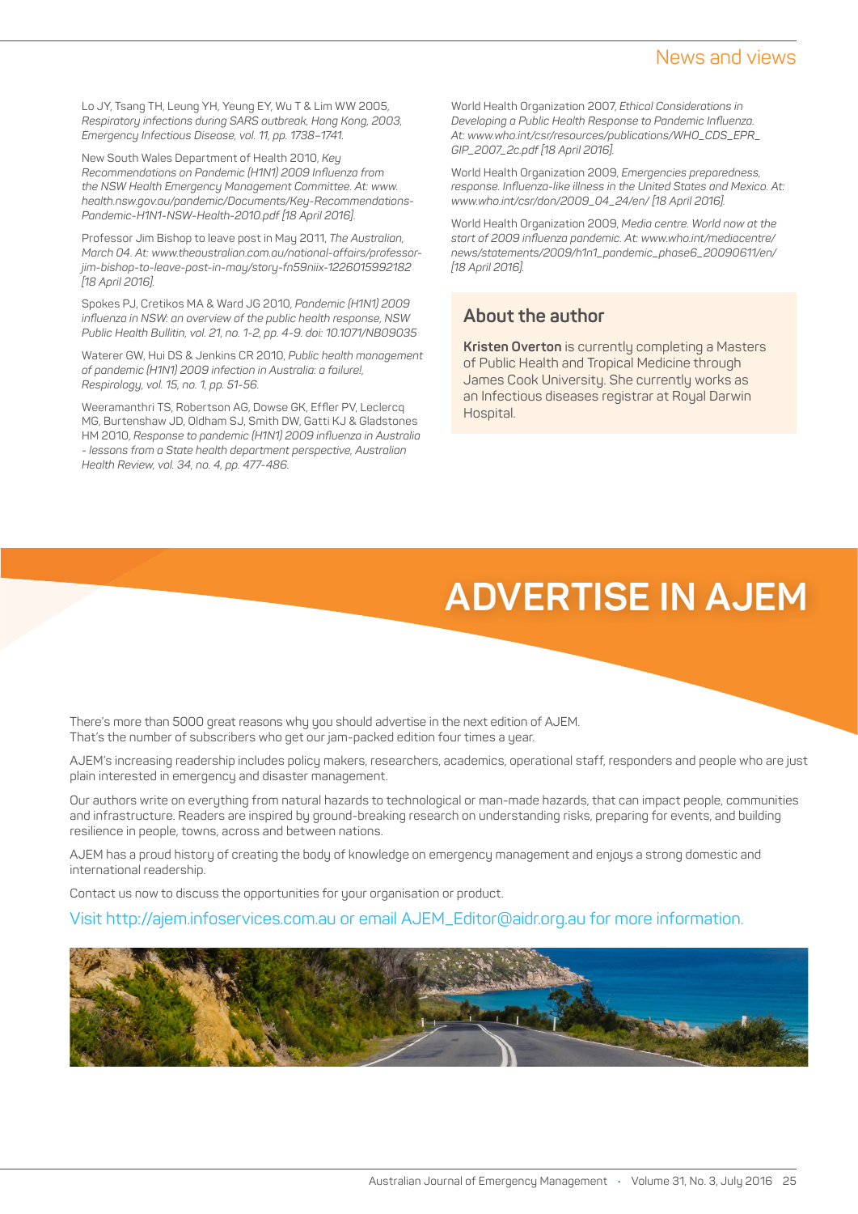Lo JY, Tsang TH, Leung YH, Yeung EY, Wu T & Lim WW 2005, *Respiratory infections during SARS outbreak, Hong Kong, 2003, Emergency Infectious Disease, vol. 11, pp. 1738–1741.*

New South Wales Department of Health 2010, *Key Recommendations on Pandemic (H1N1) 2009 Influenza from the NSW Health Emergency Management Committee. At: www.health.nsw.gov.au/pandemic/Documents/Key-Recommendations-Pandemic-H1N1-NSW-Health-2010.pdf [18 April 2016].*

Professor Jim Bishop to leave post in May 2011, *The Australian, March 04. At: www.theaustralian.com.au/national-affairs/professor-jim-bishop-to-leave-post-in-may/story-fn59niix-1226015992182 [18 April 2016].*

Spokes PJ, Cretikos MA & Ward JG 2010, *Pandemic (H1N1) 2009 influenza in NSW: an overview of the public health response, NSW Public Health Bullitin, vol. 21, no. 1-2, pp. 4-9. doi: 10.1071/NB09035*

Waterer GW, Hui DS & Jenkins CR 2010, *Public health management of pandemic (H1N1) 2009 infection in Australia: a failure!, Respirology, vol. 15, no. 1, pp. 51-56.*

Weeramanthri TS, Robertson AG, Dowse GK, Effler PV, Leclercq MG, Burtenshaw JD, Oldham SJ, Smith DW, Gatti KJ & Gladstones HM 2010, *Response to pandemic (H1N1) 2009 influenza in Australia - lessons from a State health department perspective, Australian Health Review, vol. 34, no. 4, pp. 477-486.*

World Health Organization 2007, *Ethical Considerations in Developing a Public Health Response to Pandemic Influenza. At: www.who.int/csr/resources/publications/WHO_CDS_EPR_GIP_2007_2c.pdf [18 April 2016].*

World Health Organization 2009, *Emergencies preparedness, response. Influenza-like illness in the United States and Mexico. At: www.who.int/csr/don/2009_04_24/en/ [18 April 2016].*

World Health Organization 2009, *Media centre. World now at the start of 2009 influenza pandemic. At: www.who.int/mediacentre/news/statements/2009/h1n1_pandemic_phase6_20090611/en/ [18 April 2016].*

## About the author

**Kristen Overton** is currently completing a Masters of Public Health and Tropical Medicine through James Cook University. She currently works as an Infectious diseases registrar at Royal Darwin Hospital.

# ADVERTISE IN AJEM

There's more than 5000 great reasons why you should advertise in the next edition of AJEM. That's the number of subscribers who get our jam-packed edition four times a year.

AJEM's increasing readership includes policy makers, researchers, academics, operational staff, responders and people who are just plain interested in emergency and disaster management.

Our authors write on everything from natural hazards to technological or man-made hazards, that can impact people, communities and infrastructure. Readers are inspired by ground-breaking research on understanding risks, preparing for events, and building resilience in people, towns, across and between nations.

AJEM has a proud history of creating the body of knowledge on emergency management and enjoys a strong domestic and international readership.

Contact us now to discuss the opportunities for your organisation or product.

Visit http://ajem.infoservices.com.au or email AJEM_Editor@aidr.org.au for more information.